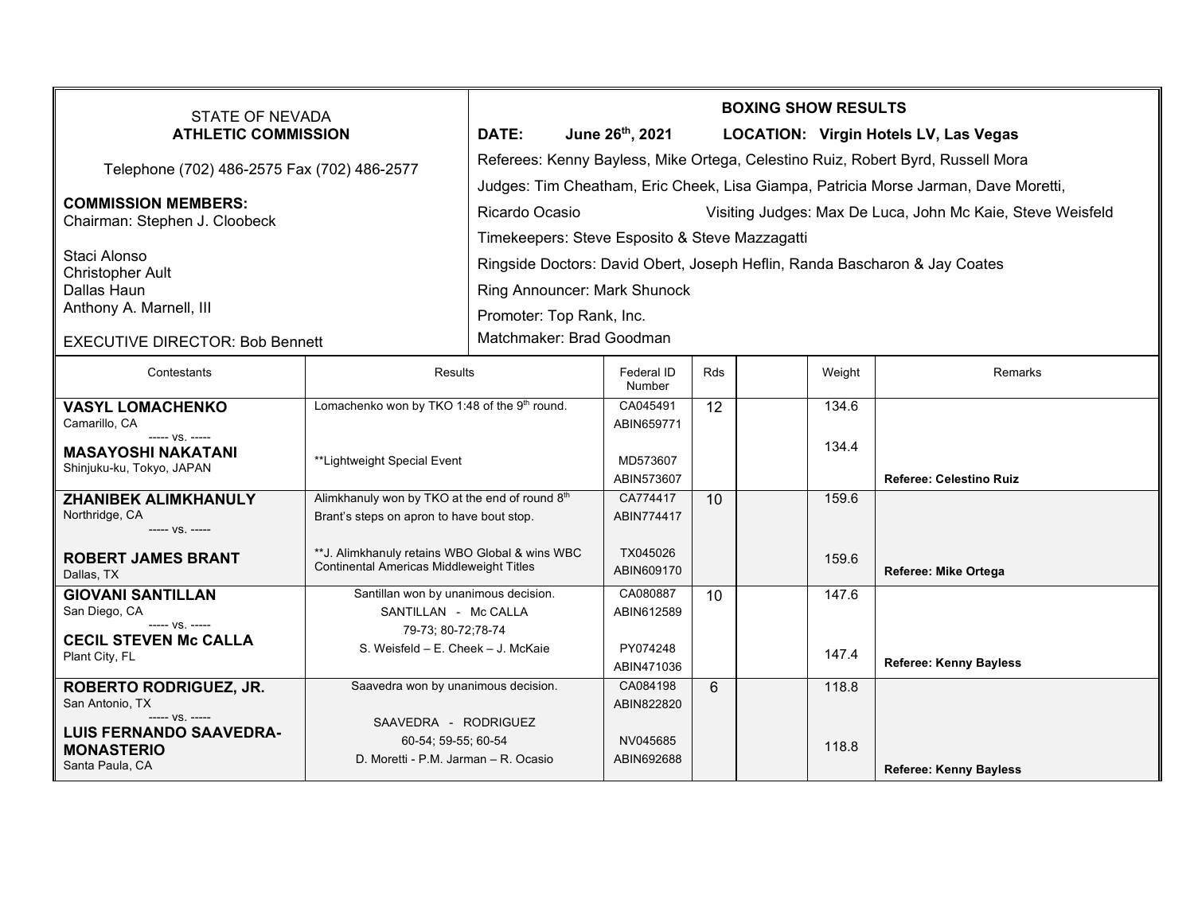STATE OF NEVADA
**ATHLETIC COMMISSION**

Telephone (702) 486-2575 Fax (702) 486-2577

**COMMISSION MEMBERS:**
Chairman: Stephen J. Cloobeck

Staci Alonso
Christopher Ault
Dallas Haun
Anthony A. Marnell, III

EXECUTIVE DIRECTOR: Bob Bennett

**BOXING SHOW RESULTS**

**DATE: June 26th, 2021** **LOCATION: Virgin Hotels LV, Las Vegas**

Referees: Kenny Bayless, Mike Ortega, Celestino Ruiz, Robert Byrd, Russell Mora

Judges: Tim Cheatham, Eric Cheek, Lisa Giampa, Patricia Morse Jarman, Dave Moretti, Ricardo Ocasio

Visiting Judges: Max De Luca, John Mc Kaie, Steve Weisfeld

Timekeepers: Steve Esposito & Steve Mazzagatti

Ringside Doctors: David Obert, Joseph Heflin, Randa Bascharon & Jay Coates

Ring Announcer: Mark Shunock

Promoter: Top Rank, Inc.

Matchmaker: Brad Goodman

| Contestants | Results | Federal ID Number | Rds | | Weight | Remarks |
|---|---|---|---|---|---|---|
| **VASYL LOMACHENKO** Camarillo, CA ----- vs. ----- **MASAYOSHI NAKATANI** Shinjuku-ku, Tokyo, JAPAN | Lomachenko won by TKO 1:48 of the 9th round. **Lightweight Special Event | CA045491 ABIN659771 MD573607 ABIN573607 | 12 | | 134.6 134.4 | **Referee: Celestino Ruiz** |
| **ZHANIBEK ALIMKHANULY** Northridge, CA ----- vs. ----- **ROBERT JAMES BRANT** Dallas, TX | Alimkhanuly won by TKO at the end of round 8th Brant's steps on apron to have bout stop. **J. Alimkhanuly retains WBO Global & wins WBC Continental Americas Middleweight Titles | CA774417 ABIN774417 TX045026 ABIN609170 | 10 | | 159.6 159.6 | **Referee: Mike Ortega** |
| **GIOVANI SANTILLAN** San Diego, CA ----- vs. ----- **CECIL STEVEN Mc CALLA** Plant City, FL | Santillan won by unanimous decision. SANTILLAN - Mc CALLA 79-73; 80-72;78-74 S. Weisfeld – E. Cheek – J. McKaie | CA080887 ABIN612589 PY074248 ABIN471036 | 10 | | 147.6 147.4 | **Referee: Kenny Bayless** |
| **ROBERTO RODRIGUEZ, JR.** San Antonio, TX ----- vs. ----- **LUIS FERNANDO SAAVEDRA-MONASTERIO** Santa Paula, CA | Saavedra won by unanimous decision. SAAVEDRA - RODRIGUEZ 60-54; 59-55; 60-54 D. Moretti - P.M. Jarman – R. Ocasio | CA084198 ABIN822820 NV045685 ABIN692688 | 6 | | 118.8 118.8 | **Referee: Kenny Bayless** |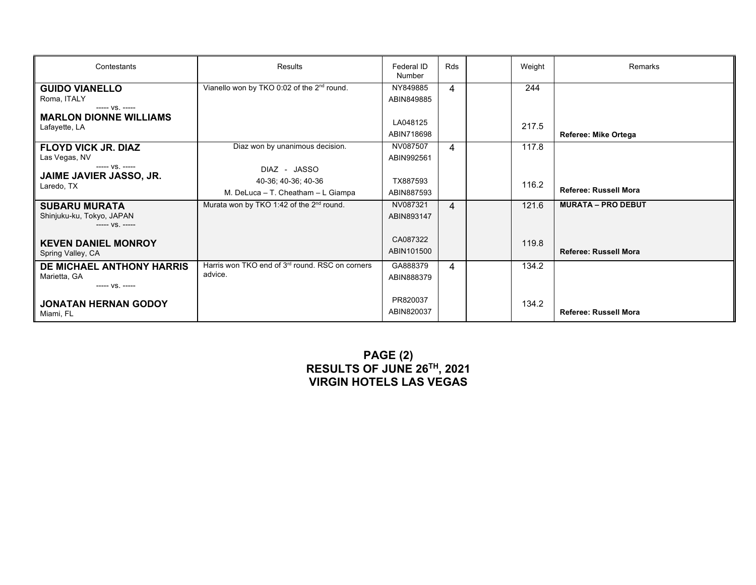| Contestants | Results | Federal ID Number | Rds | | Weight | Remarks |
|---|---|---|---|---|---|---|
| **GUIDO VIANELLO**<br>Roma, ITALY<br>----- vs. -----<br>**MARLON DIONNE WILLIAMS**<br>Lafayette, LA | Vianello won by TKO 0:02 of the 2nd round. | NY849885<br>ABIN849885<br><br>LA048125<br>ABIN718698 | 4 | | 244<br><br>217.5 | **Referee: Mike Ortega** |
| **FLOYD VICK JR. DIAZ**<br>Las Vegas, NV<br>----- vs. -----<br>**JAIME JAVIER JASSO, JR.**<br>Laredo, TX | Diaz won by unanimous decision.<br><br>DIAZ - JASSO<br>40-36; 40-36; 40-36<br>M. DeLuca – T. Cheatham – L Giampa | NV087507<br>ABIN992561<br><br>TX887593<br>ABIN887593 | 4 | | 117.8<br><br>116.2 | **Referee: Russell Mora** |
| **SUBARU MURATA**<br>Shinjuku-ku, Tokyo, JAPAN<br>----- vs. -----<br>**KEVEN DANIEL MONROY**<br>Spring Valley, CA | Murata won by TKO 1:42 of the 2nd round. | NV087321<br>ABIN893147<br><br>CA087322<br>ABIN101500 | 4 | | 121.6<br><br>119.8 | **MURATA – PRO DEBUT**<br><br>**Referee: Russell Mora** |
| **DE MICHAEL ANTHONY HARRIS**<br>Marietta, GA<br>----- vs. -----<br>**JONATAN HERNAN GODOY**<br>Miami, FL | Harris won TKO end of 3rd round. RSC on corners advice. | GA888379<br>ABIN888379<br><br>PR820037<br>ABIN820037 | 4 | | 134.2<br><br>134.2 | **Referee: Russell Mora** |

**PAGE (2)**
**RESULTS OF JUNE 26TH, 2021**
**VIRGIN HOTELS LAS VEGAS**